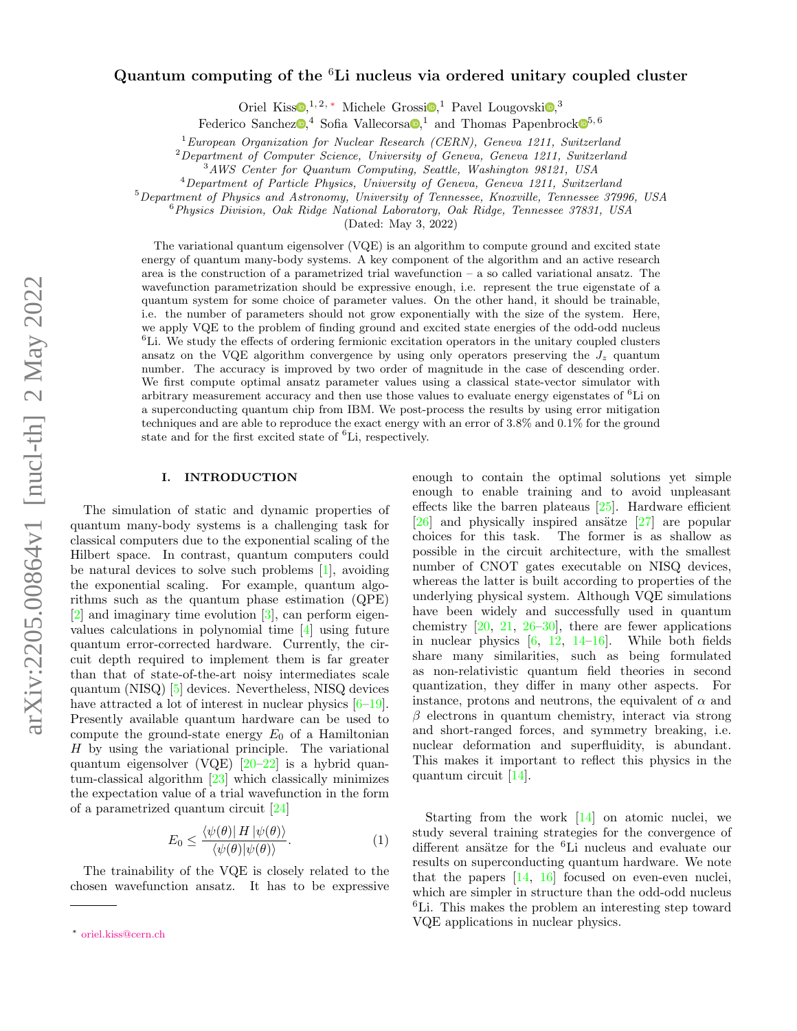# Quantum computing of the $^6$Li nucleus via ordered unitary coupled cluster

Oriel Kiss,[1,2,*] Michele Grossi,[1] Pavel Lougovski,[3] Federico Sanchez,[4] Sofia Vallecorsa,[1] and Thomas Papenbrock[5,6]

[1] *European Organization for Nuclear Research (CERN), Geneva 1211, Switzerland*
[2] *Department of Computer Science, University of Geneva, Geneva 1211, Switzerland*
[3] *AWS Center for Quantum Computing, Seattle, Washington 98121, USA*
[4] *Department of Particle Physics, University of Geneva, Geneva 1211, Switzerland*
[5] *Department of Physics and Astronomy, University of Tennessee, Knoxville, Tennessee 37996, USA*
[6] *Physics Division, Oak Ridge National Laboratory, Oak Ridge, Tennessee 37831, USA*

(Dated: May 3, 2022)

The variational quantum eigensolver (VQE) is an algorithm to compute ground and excited state energy of quantum many-body systems. A key component of the algorithm and an active research area is the construction of a parametrized trial wavefunction – a so called variational ansatz. The wavefunction parametrization should be expressive enough, i.e. represent the true eigenstate of a quantum system for some choice of parameter values. On the other hand, it should be trainable, i.e. the number of parameters should not grow exponentially with the size of the system. Here, we apply VQE to the problem of finding ground and excited state energies of the odd-odd nucleus $^6$Li. We study the effects of ordering fermionic excitation operators in the unitary coupled clusters ansatz on the VQE algorithm convergence by using only operators preserving the $J_z$ quantum number. The accuracy is improved by two order of magnitude in the case of descending order. We first compute optimal ansatz parameter values using a classical state-vector simulator with arbitrary measurement accuracy and then use those values to evaluate energy eigenstates of $^6$Li on a superconducting quantum chip from IBM. We post-process the results by using error mitigation techniques and are able to reproduce the exact energy with an error of 3.8% and 0.1% for the ground state and for the first excited state of $^6$Li, respectively.

## I. INTRODUCTION

The simulation of static and dynamic properties of quantum many-body systems is a challenging task for classical computers due to the exponential scaling of the Hilbert space. In contrast, quantum computers could be natural devices to solve such problems [1], avoiding the exponential scaling. For example, quantum algorithms such as the quantum phase estimation (QPE) [2] and imaginary time evolution [3], can perform eigenvalues calculations in polynomial time [4] using future quantum error-corrected hardware. Currently, the circuit depth required to implement them is far greater than that of state-of-the-art noisy intermediates scale quantum (NISQ) [5] devices. Nevertheless, NISQ devices have attracted a lot of interest in nuclear physics [6–19]. Presently available quantum hardware can be used to compute the ground-state energy $E_0$ of a Hamiltonian $H$ by using the variational principle. The variational quantum eigensolver (VQE) [20–22] is a hybrid quantum-classical algorithm [23] which classically minimizes the expectation value of a trial wavefunction in the form of a parametrized quantum circuit [24]

$$E_0 \leq \frac{\langle\psi(\theta)|\, H \,|\psi(\theta)\rangle}{\langle\psi(\theta)|\psi(\theta)\rangle}. \tag{1}$$

The trainability of the VQE is closely related to the chosen wavefunction ansatz. It has to be expressive enough to contain the optimal solutions yet simple enough to enable training and to avoid unpleasant effects like the barren plateaus [25]. Hardware efficient [26] and physically inspired ansätze [27] are popular choices for this task. The former is as shallow as possible in the circuit architecture, with the smallest number of CNOT gates executable on NISQ devices, whereas the latter is built according to properties of the underlying physical system. Although VQE simulations have been widely and successfully used in quantum chemistry [20, 21, 26–30], there are fewer applications in nuclear physics [6, 12, 14–16]. While both fields share many similarities, such as being formulated as non-relativistic quantum field theories in second quantization, they differ in many other aspects. For instance, protons and neutrons, the equivalent of $\alpha$ and $\beta$ electrons in quantum chemistry, interact via strong and short-ranged forces, and symmetry breaking, i.e. nuclear deformation and superfluidity, is abundant. This makes it important to reflect this physics in the quantum circuit [14].

Starting from the work [14] on atomic nuclei, we study several training strategies for the convergence of different ansätze for the $^6$Li nucleus and evaluate our results on superconducting quantum hardware. We note that the papers [14, 16] focused on even-even nuclei, which are simpler in structure than the odd-odd nucleus $^6$Li. This makes the problem an interesting step toward VQE applications in nuclear physics.

* oriel.kiss@cern.ch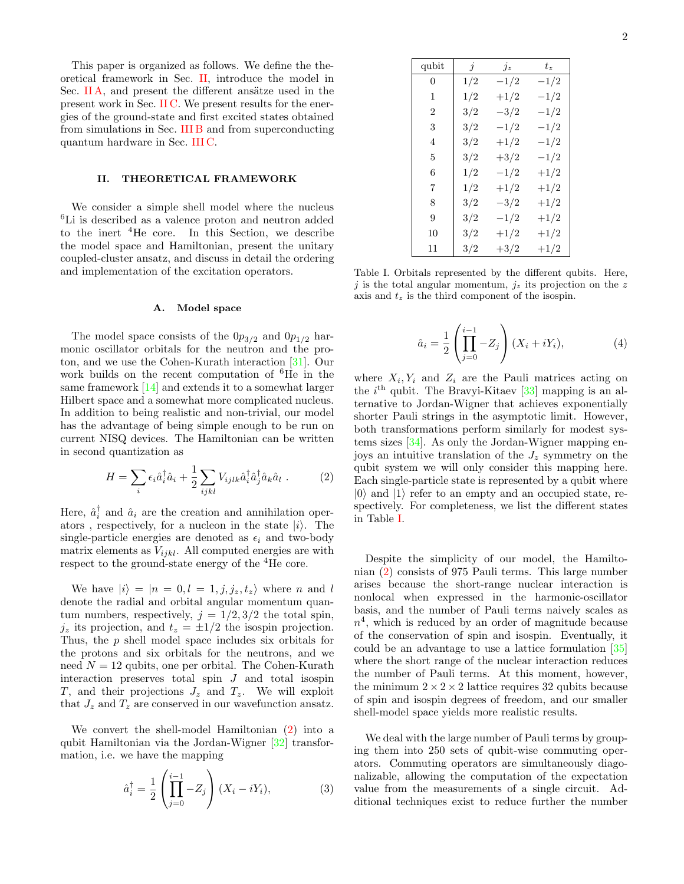This paper is organized as follows. We define the theoretical framework in Sec. II, introduce the model in Sec. II A, and present the different ansätze used in the present work in Sec. II C. We present results for the energies of the ground-state and first excited states obtained from simulations in Sec. III B and from superconducting quantum hardware in Sec. III C.

## II. THEORETICAL FRAMEWORK

We consider a simple shell model where the nucleus $^6$Li is described as a valence proton and neutron added to the inert $^4$He core. In this Section, we describe the model space and Hamiltonian, present the unitary coupled-cluster ansatz, and discuss in detail the ordering and implementation of the excitation operators.

### A. Model space

The model space consists of the $0p_{3/2}$ and $0p_{1/2}$ harmonic oscillator orbitals for the neutron and the proton, and we use the Cohen-Kurath interaction [31]. Our work builds on the recent computation of $^6$He in the same framework [14] and extends it to a somewhat larger Hilbert space and a somewhat more complicated nucleus. In addition to being realistic and non-trivial, our model has the advantage of being simple enough to be run on current NISQ devices. The Hamiltonian can be written in second quantization as

$$H = \sum_i \epsilon_i \hat{a}_i^\dagger \hat{a}_i + \frac{1}{2} \sum_{ijkl} V_{ijlk} \hat{a}_i^\dagger \hat{a}_j^\dagger \hat{a}_k \hat{a}_l \; . \tag{2}$$

Here, $\hat{a}_i^\dagger$ and $\hat{a}_i$ are the creation and annihilation operators , respectively, for a nucleon in the state $|i\rangle$. The single-particle energies are denoted as $\epsilon_i$ and two-body matrix elements as $V_{ijkl}$. All computed energies are with respect to the ground-state energy of the $^4$He core.

We have $|i\rangle = |n = 0, l = 1, j, j_z, t_z\rangle$ where $n$ and $l$ denote the radial and orbital angular momentum quantum numbers, respectively, $j = 1/2, 3/2$ the total spin, $j_z$ its projection, and $t_z = \pm 1/2$ the isospin projection. Thus, the $p$ shell model space includes six orbitals for the protons and six orbitals for the neutrons, and we need $N = 12$ qubits, one per orbital. The Cohen-Kurath interaction preserves total spin $J$ and total isospin $T$, and their projections $J_z$ and $T_z$. We will exploit that $J_z$ and $T_z$ are conserved in our wavefunction ansatz.

We convert the shell-model Hamiltonian (2) into a qubit Hamiltonian via the Jordan-Wigner [32] transformation, i.e. we have the mapping

$$\hat{a}_i^\dagger = \frac{1}{2} \left( \prod_{j=0}^{i-1} -Z_j \right) (X_i - iY_i), \tag{3}$$

| qubit | $j$ | $j_z$ | $t_z$ |
|---|---|---|---|
| 0 | 1/2 | −1/2 | −1/2 |
| 1 | 1/2 | +1/2 | −1/2 |
| 2 | 3/2 | −3/2 | −1/2 |
| 3 | 3/2 | −1/2 | −1/2 |
| 4 | 3/2 | +1/2 | −1/2 |
| 5 | 3/2 | +3/2 | −1/2 |
| 6 | 1/2 | −1/2 | +1/2 |
| 7 | 1/2 | +1/2 | +1/2 |
| 8 | 3/2 | −3/2 | +1/2 |
| 9 | 3/2 | −1/2 | +1/2 |
| 10 | 3/2 | +1/2 | +1/2 |
| 11 | 3/2 | +3/2 | +1/2 |

Table I. Orbitals represented by the different qubits. Here, $j$ is the total angular momentum, $j_z$ its projection on the $z$ axis and $t_z$ is the third component of the isospin.

$$\hat{a}_i = \frac{1}{2} \left( \prod_{j=0}^{i-1} -Z_j \right) (X_i + iY_i), \tag{4}$$

where $X_i, Y_i$ and $Z_i$ are the Pauli matrices acting on the $i^{\text{th}}$ qubit. The Bravyi-Kitaev [33] mapping is an alternative to Jordan-Wigner that achieves exponentially shorter Pauli strings in the asymptotic limit. However, both transformations perform similarly for modest systems sizes [34]. As only the Jordan-Wigner mapping enjoys an intuitive translation of the $J_z$ symmetry on the qubit system we will only consider this mapping here. Each single-particle state is represented by a qubit where $|0\rangle$ and $|1\rangle$ refer to an empty and an occupied state, respectively. For completeness, we list the different states in Table I.

Despite the simplicity of our model, the Hamiltonian (2) consists of 975 Pauli terms. This large number arises because the short-range nuclear interaction is nonlocal when expressed in the harmonic-oscillator basis, and the number of Pauli terms naively scales as $n^4$, which is reduced by an order of magnitude because of the conservation of spin and isospin. Eventually, it could be an advantage to use a lattice formulation [35] where the short range of the nuclear interaction reduces the number of Pauli terms. At this moment, however, the minimum $2 \times 2 \times 2$ lattice requires 32 qubits because of spin and isospin degrees of freedom, and our smaller shell-model space yields more realistic results.

We deal with the large number of Pauli terms by grouping them into 250 sets of qubit-wise commuting operators. Commuting operators are simultaneously diagonalizable, allowing the computation of the expectation value from the measurements of a single circuit. Additional techniques exist to reduce further the number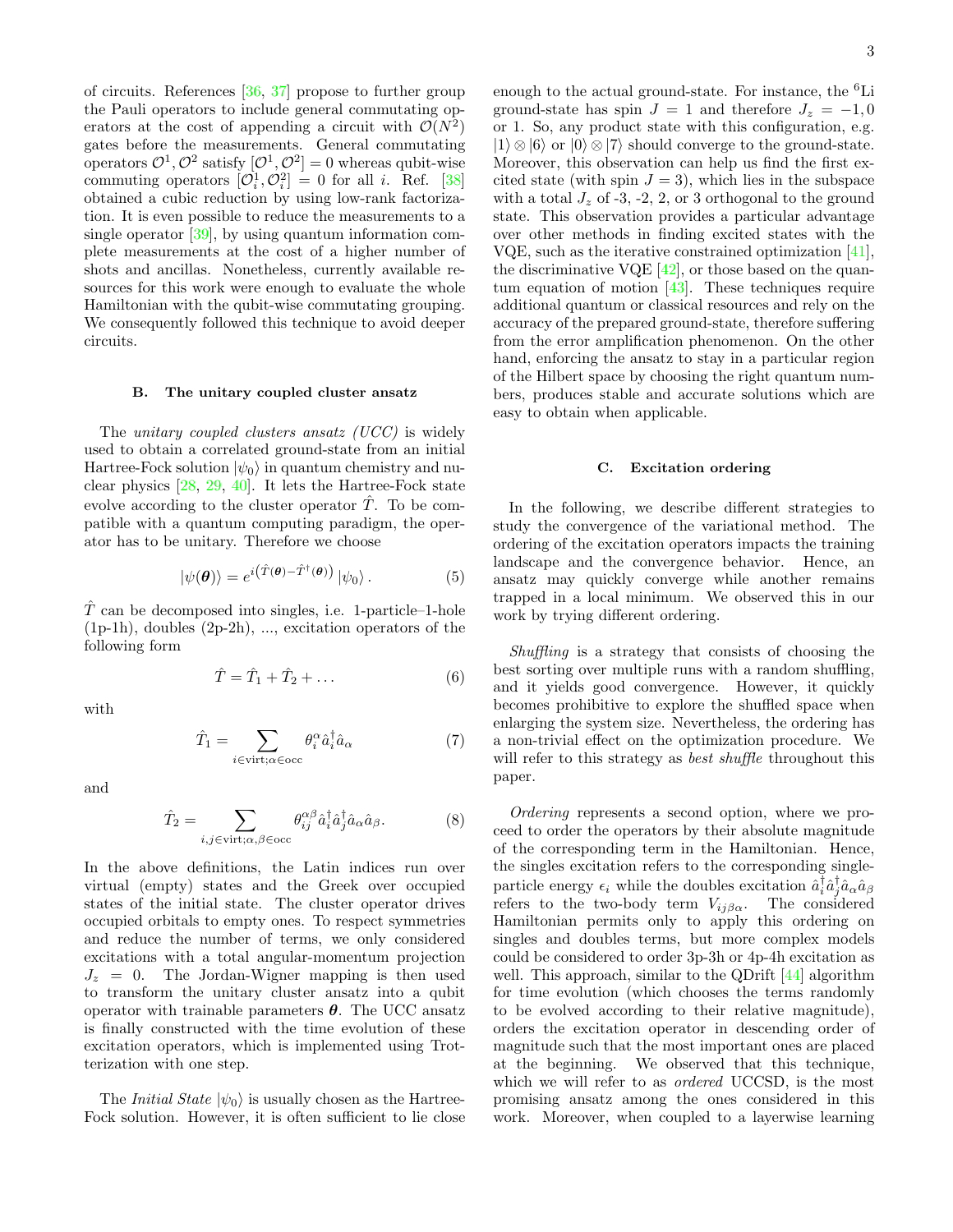of circuits. References [36, 37] propose to further group the Pauli operators to include general commutating operators at the cost of appending a circuit with $\mathcal{O}(N^2)$ gates before the measurements. General commutating operators $\mathcal{O}^1, \mathcal{O}^2$ satisfy $[\mathcal{O}^1, \mathcal{O}^2] = 0$ whereas qubit-wise commuting operators $[\mathcal{O}_i^1, \mathcal{O}_i^2] = 0$ for all $i$. Ref. [38] obtained a cubic reduction by using low-rank factorization. It is even possible to reduce the measurements to a single operator [39], by using quantum information complete measurements at the cost of a higher number of shots and ancillas. Nonetheless, currently available resources for this work were enough to evaluate the whole Hamiltonian with the qubit-wise commuting grouping. We consequently followed this technique to avoid deeper circuits.

### B. The unitary coupled cluster ansatz

The *unitary coupled clusters ansatz (UCC)* is widely used to obtain a correlated ground-state from an initial Hartree-Fock solution $|\psi_0\rangle$ in quantum chemistry and nuclear physics [28, 29, 40]. It lets the Hartree-Fock state evolve according to the cluster operator $\hat{T}$. To be compatible with a quantum computing paradigm, the operator has to be unitary. Therefore we choose

$$|\psi(\boldsymbol{\theta})\rangle = e^{i\left(\hat{T}(\boldsymbol{\theta}) - \hat{T}^\dagger(\boldsymbol{\theta})\right)} |\psi_0\rangle . \quad (5)$$

$\hat{T}$ can be decomposed into singles, i.e. 1-particle–1-hole (1p-1h), doubles (2p-2h), ..., excitation operators of the following form

$$\hat{T} = \hat{T}_1 + \hat{T}_2 + \ldots \quad (6)$$

with

$$\hat{T}_1 = \sum_{i \in \text{virt}; \alpha \in \text{occ}} \theta_i^\alpha \hat{a}_i^\dagger \hat{a}_\alpha \quad (7)$$

and

$$\hat{T}_2 = \sum_{i,j \in \text{virt}; \alpha, \beta \in \text{occ}} \theta_{ij}^{\alpha\beta} \hat{a}_i^\dagger \hat{a}_j^\dagger \hat{a}_\alpha \hat{a}_\beta . \quad (8)$$

In the above definitions, the Latin indices run over virtual (empty) states and the Greek over occupied states of the initial state. The cluster operator drives occupied orbitals to empty ones. To respect symmetries and reduce the number of terms, we only considered excitations with a total angular-momentum projection $J_z = 0$. The Jordan-Wigner mapping is then used to transform the unitary cluster ansatz into a qubit operator with trainable parameters $\boldsymbol{\theta}$. The UCC ansatz is finally constructed with the time evolution of these excitation operators, which is implemented using Trotterization with one step.

The *Initial State* $|\psi_0\rangle$ is usually chosen as the Hartree-Fock solution. However, it is often sufficient to lie close enough to the actual ground-state. For instance, the $^6$Li ground-state has spin $J = 1$ and therefore $J_z = -1, 0$ or 1. So, any product state with this configuration, e.g. $|1\rangle \otimes |6\rangle$ or $|0\rangle \otimes |7\rangle$ should converge to the ground-state. Moreover, this observation can help us find the first excited state (with spin $J = 3$), which lies in the subspace with a total $J_z$ of -3, -2, 2, or 3 orthogonal to the ground state. This observation provides a particular advantage over other methods in finding excited states with the VQE, such as the iterative constrained optimization [41], the discriminative VQE [42], or those based on the quantum equation of motion [43]. These techniques require additional quantum or classical resources and rely on the accuracy of the prepared ground-state, therefore suffering from the error amplification phenomenon. On the other hand, enforcing the ansatz to stay in a particular region of the Hilbert space by choosing the right quantum numbers, produces stable and accurate solutions which are easy to obtain when applicable.

### C. Excitation ordering

In the following, we describe different strategies to study the convergence of the variational method. The ordering of the excitation operators impacts the training landscape and the convergence behavior. Hence, an ansatz may quickly converge while another remains trapped in a local minimum. We observed this in our work by trying different ordering.

*Shuffling* is a strategy that consists of choosing the best sorting over multiple runs with a random shuffling, and it yields good convergence. However, it quickly becomes prohibitive to explore the shuffled space when enlarging the system size. Nevertheless, the ordering has a non-trivial effect on the optimization procedure. We will refer to this strategy as *best shuffle* throughout this paper.

*Ordering* represents a second option, where we proceed to order the operators by their absolute magnitude of the corresponding term in the Hamiltonian. Hence, the singles excitation refers to the corresponding single-particle energy $\epsilon_i$ while the doubles excitation $\hat{a}_i^\dagger \hat{a}_j^\dagger \hat{a}_\alpha \hat{a}_\beta$ refers to the two-body term $V_{ij\beta\alpha}$. The considered Hamiltonian permits only to apply this ordering on singles and doubles terms, but more complex models could be considered to order 3p-3h or 4p-4h excitation as well. This approach, similar to the QDrift [44] algorithm for time evolution (which chooses the terms randomly to be evolved according to their relative magnitude), orders the excitation operator in descending order of magnitude such that the most important ones are placed at the beginning. We observed that this technique, which we will refer to as *ordered* UCCSD, is the most promising ansatz among the ones considered in this work. Moreover, when coupled to a layerwise learning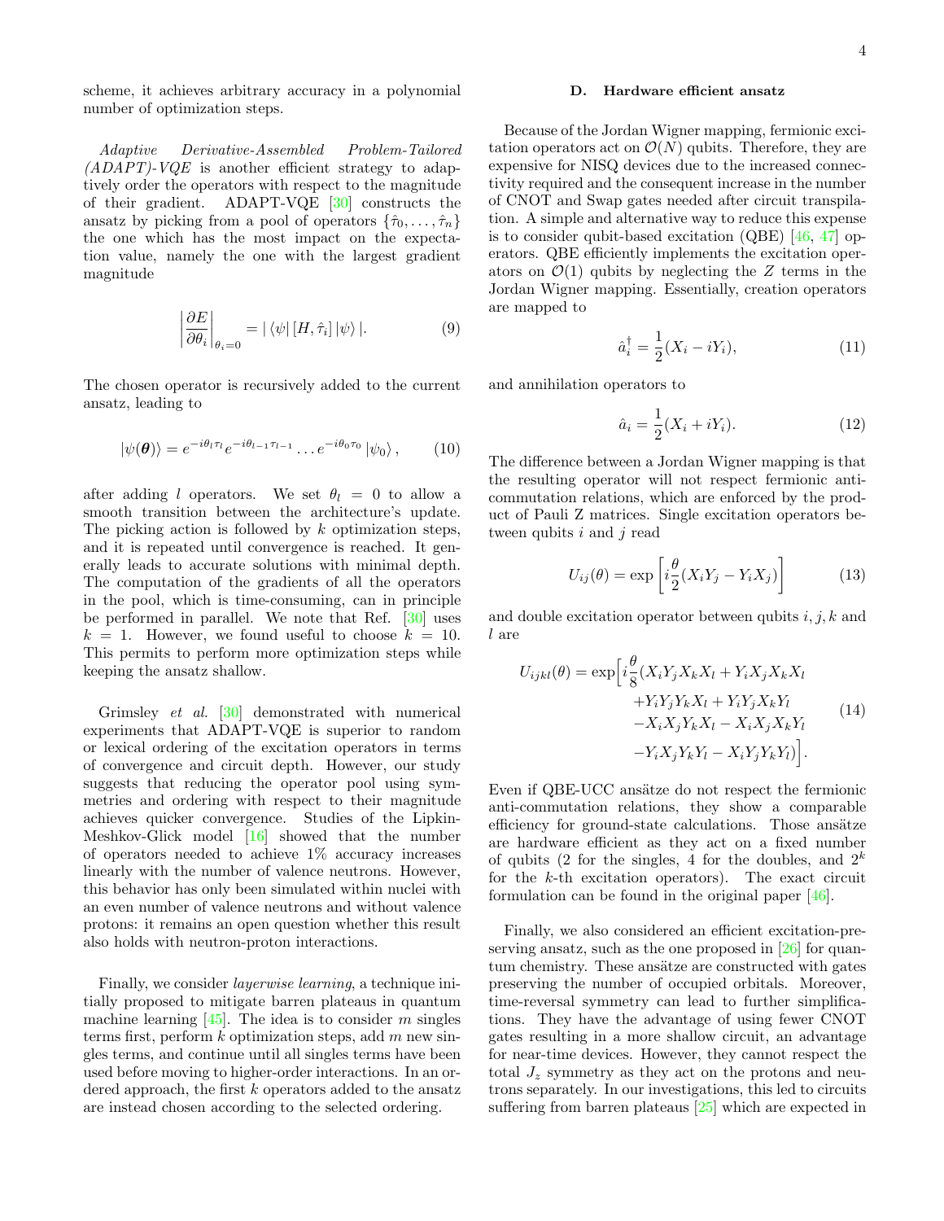scheme, it achieves arbitrary accuracy in a polynomial number of optimization steps.

*Adaptive Derivative-Assembled Problem-Tailored (ADAPT)-VQE* is another efficient strategy to adaptively order the operators with respect to the magnitude of their gradient. ADAPT-VQE [30] constructs the ansatz by picking from a pool of operators $\{\hat{\tau}_0, \dots, \hat{\tau}_n\}$ the one which has the most impact on the expectation value, namely the one with the largest gradient magnitude

$$\left|\frac{\partial E}{\partial \theta_i}\right|_{\theta_i=0} = |\langle\psi|\,[H, \hat{\tau}_i]\,|\psi\rangle\,|. \tag{9}$$

The chosen operator is recursively added to the current ansatz, leading to

$$|\psi(\boldsymbol{\theta})\rangle = e^{-i\theta_l \tau_l} e^{-i\theta_{l-1}\tau_{l-1}} \dots e^{-i\theta_0 \tau_0} |\psi_0\rangle\,, \tag{10}$$

after adding $l$ operators. We set $\theta_l = 0$ to allow a smooth transition between the architecture's update. The picking action is followed by $k$ optimization steps, and it is repeated until convergence is reached. It generally leads to accurate solutions with minimal depth. The computation of the gradients of all the operators in the pool, which is time-consuming, can in principle be performed in parallel. We note that Ref. [30] uses $k = 1$. However, we found useful to choose $k = 10$. This permits to perform more optimization steps while keeping the ansatz shallow.

Grimsley *et al.* [30] demonstrated with numerical experiments that ADAPT-VQE is superior to random or lexical ordering of the excitation operators in terms of convergence and circuit depth. However, our study suggests that reducing the operator pool using symmetries and ordering with respect to their magnitude achieves quicker convergence. Studies of the Lipkin-Meshkov-Glick model [16] showed that the number of operators needed to achieve 1% accuracy increases linearly with the number of valence neutrons. However, this behavior has only been simulated within nuclei with an even number of valence neutrons and without valence protons: it remains an open question whether this result also holds with neutron-proton interactions.

Finally, we consider *layerwise learning*, a technique initially proposed to mitigate barren plateaus in quantum machine learning [45]. The idea is to consider $m$ singles terms first, perform $k$ optimization steps, add $m$ new singles terms, and continue until all singles terms have been used before moving to higher-order interactions. In an ordered approach, the first $k$ operators added to the ansatz are instead chosen according to the selected ordering.

### D. Hardware efficient ansatz

Because of the Jordan Wigner mapping, fermionic excitation operators act on $\mathcal{O}(N)$ qubits. Therefore, they are expensive for NISQ devices due to the increased connectivity required and the consequent increase in the number of CNOT and Swap gates needed after circuit transpilation. A simple and alternative way to reduce this expense is to consider qubit-based excitation (QBE) [46, 47] operators. QBE efficiently implements the excitation operators on $\mathcal{O}(1)$ qubits by neglecting the $Z$ terms in the Jordan Wigner mapping. Essentially, creation operators are mapped to

$$\hat{a}_i^\dagger = \frac{1}{2}(X_i - iY_i), \tag{11}$$

and annihilation operators to

$$\hat{a}_i = \frac{1}{2}(X_i + iY_i). \tag{12}$$

The difference between a Jordan Wigner mapping is that the resulting operator will not respect fermionic anticommutation relations, which are enforced by the product of Pauli Z matrices. Single excitation operators between qubits $i$ and $j$ read

$$U_{ij}(\theta) = \exp\left[i\frac{\theta}{2}(X_iY_j - Y_iX_j)\right] \tag{13}$$

and double excitation operator between qubits $i, j, k$ and $l$ are

$$\begin{aligned} U_{ijkl}(\theta) = \exp\Big[ i\frac{\theta}{8}(&X_iY_jX_kX_l + Y_iX_jX_kX_l \\ &+ Y_iY_jY_kX_l + Y_iY_jX_kY_l \\ &- X_iX_jY_kX_l - X_iX_jX_kY_l \\ &- Y_iX_jY_kY_l - X_iY_jY_kY_l)\Big]. \end{aligned} \tag{14}$$

Even if QBE-UCC ansätze do not respect the fermionic anti-commutation relations, they show a comparable efficiency for ground-state calculations. Those ansätze are hardware efficient as they act on a fixed number of qubits (2 for the singles, 4 for the doubles, and $2^k$ for the $k$-th excitation operators). The exact circuit formulation can be found in the original paper [46].

Finally, we also considered an efficient excitation-preserving ansatz, such as the one proposed in [26] for quantum chemistry. These ansätze are constructed with gates preserving the number of occupied orbitals. Moreover, time-reversal symmetry can lead to further simplifications. They have the advantage of using fewer CNOT gates resulting in a more shallow circuit, an advantage for near-time devices. However, they cannot respect the total $J_z$ symmetry as they act on the protons and neutrons separately. In our investigations, this led to circuits suffering from barren plateaus [25] which are expected in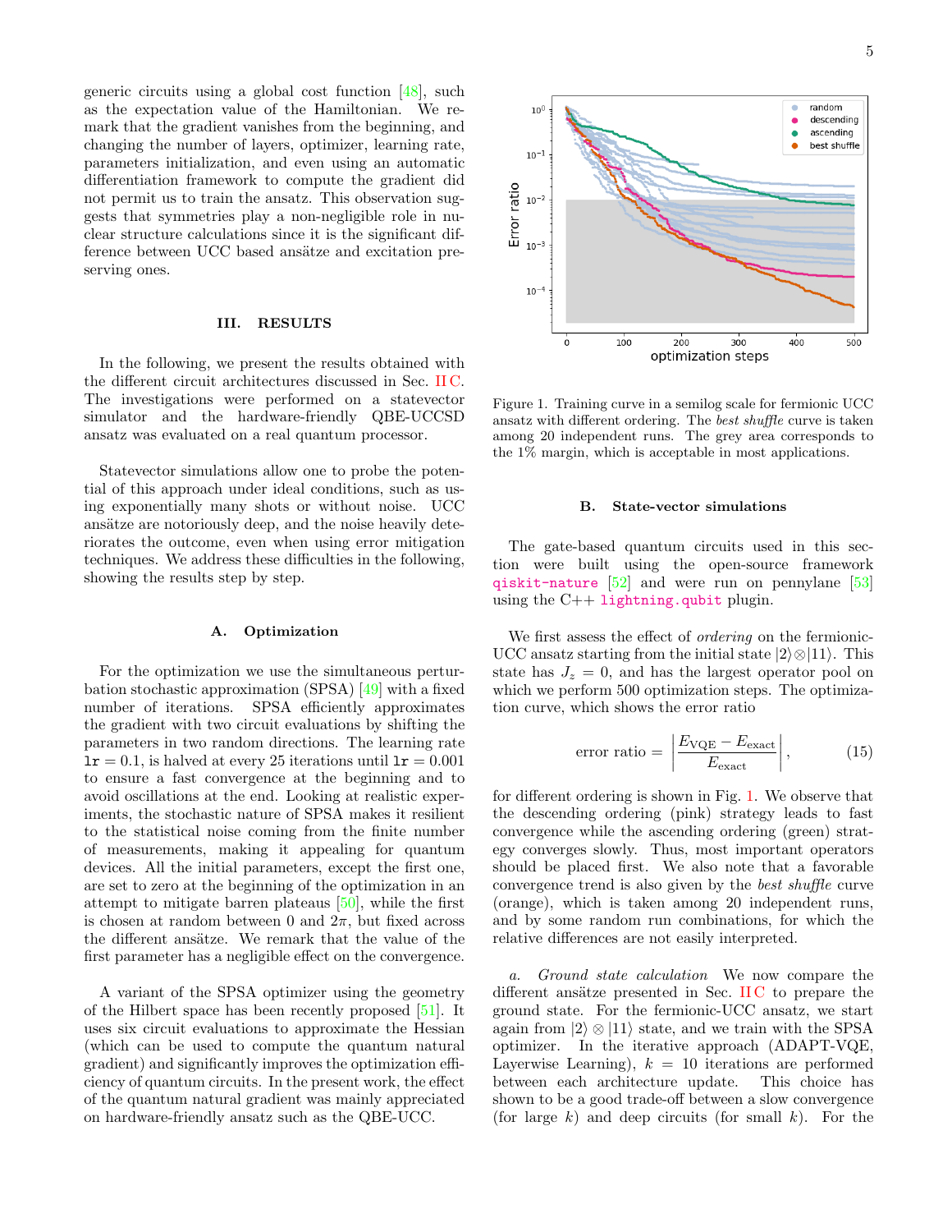generic circuits using a global cost function [48], such as the expectation value of the Hamiltonian. We remark that the gradient vanishes from the beginning, and changing the number of layers, optimizer, learning rate, parameters initialization, and even using an automatic differentiation framework to compute the gradient did not permit us to train the ansatz. This observation suggests that symmetries play a non-negligible role in nuclear structure calculations since it is the significant difference between UCC based ansätze and excitation preserving ones.

## III. RESULTS

In the following, we present the results obtained with the different circuit architectures discussed in Sec. II C. The investigations were performed on a statevector simulator and the hardware-friendly QBE-UCCSD ansatz was evaluated on a real quantum processor.

Statevector simulations allow one to probe the potential of this approach under ideal conditions, such as using exponentially many shots or without noise. UCC ansätze are notoriously deep, and the noise heavily deteriorates the outcome, even when using error mitigation techniques. We address these difficulties in the following, showing the results step by step.

### A. Optimization

For the optimization we use the simultaneous perturbation stochastic approximation (SPSA) [49] with a fixed number of iterations. SPSA efficiently approximates the gradient with two circuit evaluations by shifting the parameters in two random directions. The learning rate `lr` = 0.1, is halved at every 25 iterations until `lr` = 0.001 to ensure a fast convergence at the beginning and to avoid oscillations at the end. Looking at realistic experiments, the stochastic nature of SPSA makes it resilient to the statistical noise coming from the finite number of measurements, making it appealing for quantum devices. All the initial parameters, except the first one, are set to zero at the beginning of the optimization in an attempt to mitigate barren plateaus [50], while the first is chosen at random between 0 and $2\pi$, but fixed across the different ansätze. We remark that the value of the first parameter has a negligible effect on the convergence.

A variant of the SPSA optimizer using the geometry of the Hilbert space has been recently proposed [51]. It uses six circuit evaluations to approximate the Hessian (which can be used to compute the quantum natural gradient) and significantly improves the optimization efficiency of quantum circuits. In the present work, the effect of the quantum natural gradient was mainly appreciated on hardware-friendly ansatz such as the QBE-UCC.

Figure 1. Training curve in a semilog scale for fermionic UCC ansatz with different ordering. The *best shuffle* curve is taken among 20 independent runs. The grey area corresponds to the 1% margin, which is acceptable in most applications.

### B. State-vector simulations

The gate-based quantum circuits used in this section were built using the open-source framework `qiskit-nature` [52] and were run on pennylane [53] using the C++ `lightning.qubit` plugin.

We first assess the effect of *ordering* on the fermionic-UCC ansatz starting from the initial state $|2\rangle \otimes |11\rangle$. This state has $J_z = 0$, and has the largest operator pool on which we perform 500 optimization steps. The optimization curve, which shows the error ratio

$$\text{error ratio} = \left| \frac{E_{\text{VQE}} - E_{\text{exact}}}{E_{\text{exact}}} \right|, \tag{15}$$

for different ordering is shown in Fig. 1. We observe that the descending ordering (pink) strategy leads to fast convergence while the ascending ordering (green) strategy converges slowly. Thus, most important operators should be placed first. We also note that a favorable convergence trend is also given by the *best shuffle* curve (orange), which is taken among 20 independent runs, and by some random run combinations, for which the relative differences are not easily interpreted.

*a. Ground state calculation* We now compare the different ansätze presented in Sec. II C to prepare the ground state. For the fermionic-UCC ansatz, we start again from $|2\rangle \otimes |11\rangle$ state, and we train with the SPSA optimizer. In the iterative approach (ADAPT-VQE, Layerwise Learning), $k = 10$ iterations are performed between each architecture update. This choice has shown to be a good trade-off between a slow convergence (for large $k$) and deep circuits (for small $k$). For the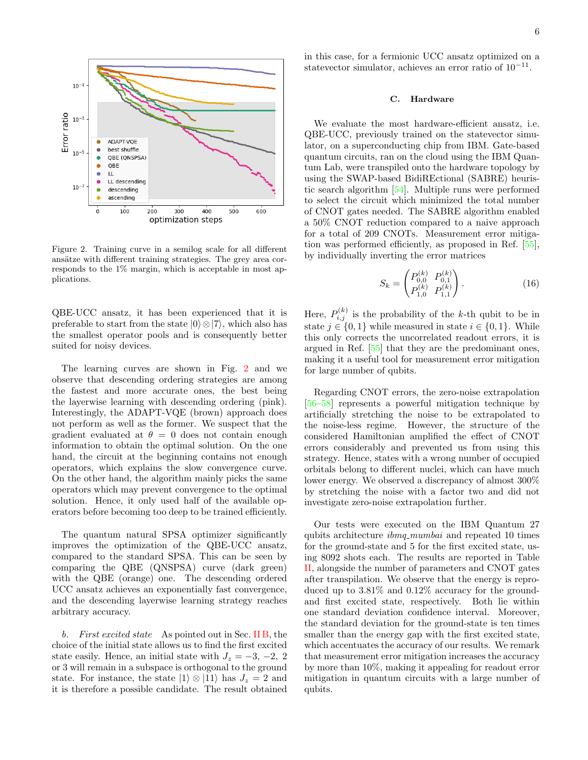Figure 2. Training curve in a semilog scale for all different ansätze with different training strategies. The grey area corresponds to the 1% margin, which is acceptable in most applications.

QBE-UCC ansatz, it has been experienced that it is preferable to start from the state $|0\rangle \otimes |7\rangle$, which also has the smallest operator pools and is consequently better suited for noisy devices.

The learning curves are shown in Fig. 2 and we observe that descending ordering strategies are among the fastest and more accurate ones, the best being the layerwise learning with descending ordering (pink). Interestingly, the ADAPT-VQE (brown) approach does not perform as well as the former. We suspect that the gradient evaluated at $\theta = 0$ does not contain enough information to obtain the optimal solution. On the one hand, the circuit at the beginning contains not enough operators, which explains the slow convergence curve. On the other hand, the algorithm mainly picks the same operators which may prevent convergence to the optimal solution. Hence, it only used half of the available operators before becoming too deep to be trained efficiently.

The quantum natural SPSA optimizer significantly improves the optimization of the QBE-UCC ansatz, compared to the standard SPSA. This can be seen by comparing the QBE (QNSPSA) curve (dark green) with the QBE (orange) one. The descending ordered UCC ansatz achieves an exponentially fast convergence, and the descending layerwise learning strategy reaches arbitrary accuracy.

*b. First excited state* As pointed out in Sec. II B, the choice of the initial state allows us to find the first excited state easily. Hence, an initial state with $J_z = -3, -2, 2$ or 3 will remain in a subspace is orthogonal to the ground state. For instance, the state $|1\rangle \otimes |11\rangle$ has $J_z = 2$ and it is therefore a possible candidate. The result obtained in this case, for a fermionic UCC ansatz optimized on a statevector simulator, achieves an error ratio of $10^{-11}$.

### C. Hardware

We evaluate the most hardware-efficient ansatz, i.e. QBE-UCC, previously trained on the statevector simulator, on a superconducting chip from IBM. Gate-based quantum circuits, ran on the cloud using the IBM Quantum Lab, were transpiled onto the hardware topology by using the SWAP-based BidiREctional (SABRE) heuristic search algorithm [54]. Multiple runs were performed to select the circuit which minimized the total number of CNOT gates needed. The SABRE algorithm enabled a 50% CNOT reduction compared to a naive approach for a total of 209 CNOTs. Measurement error mitigation was performed efficiently, as proposed in Ref. [55], by individually inverting the error matrices

$$S_k = \begin{pmatrix} P_{0,0}^{(k)} & P_{0,1}^{(k)} \\ P_{1,0}^{(k)} & P_{1,1}^{(k)} \end{pmatrix}. \tag{16}$$

Here, $P_{i,j}^{(k)}$ is the probability of the $k$-th qubit to be in state $j \in \{0, 1\}$ while measured in state $i \in \{0, 1\}$. While this only corrects the uncorrelated readout errors, it is argued in Ref. [55] that they are the predominant ones, making it a useful tool for measurement error mitigation for large number of qubits.

Regarding CNOT errors, the zero-noise extrapolation [56–58] represents a powerful mitigation technique by artificially stretching the noise to be extrapolated to the noise-less regime. However, the structure of the considered Hamiltonian amplified the effect of CNOT errors considerably and prevented us from using this strategy. Hence, states with a wrong number of occupied orbitals belong to different nuclei, which can have much lower energy. We observed a discrepancy of almost 300% by stretching the noise with a factor two and did not investigate zero-noise extrapolation further.

Our tests were executed on the IBM Quantum 27 qubits architecture *ibmq_mumbai* and repeated 10 times for the ground-state and 5 for the first excited state, using 8092 shots each. The results are reported in Table II, alongside the number of parameters and CNOT gates after transpilation. We observe that the energy is reproduced up to 3.81% and 0.12% accuracy for the ground- and first excited state, respectively. Both lie within one standard deviation confidence interval. Moreover, the standard deviation for the ground-state is ten times smaller than the energy gap with the first excited state, which accentuates the accuracy of our results. We remark that measurement error mitigation increases the accuracy by more than 10%, making it appealing for readout error mitigation in quantum circuits with a large number of qubits.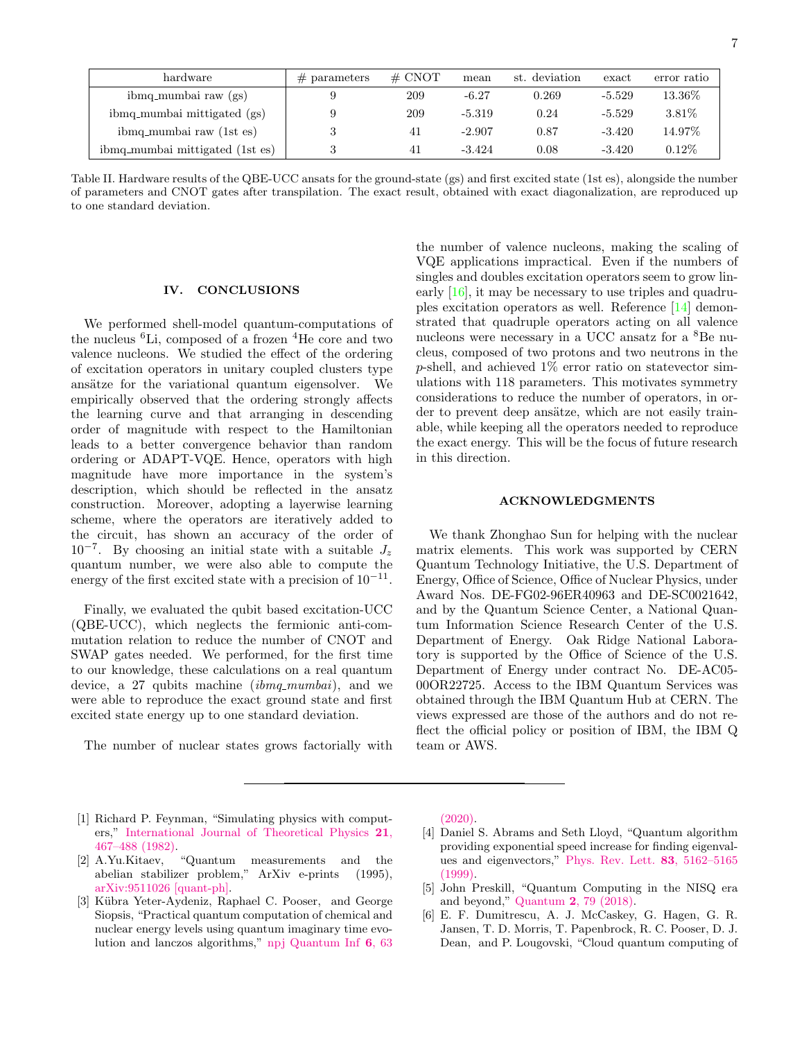| hardware | # parameters | # CNOT | mean | st. deviation | exact | error ratio |
|---|---|---|---|---|---|---|
| ibmq_mumbai raw (gs) | 9 | 209 | -6.27 | 0.269 | -5.529 | 13.36% |
| ibmq_mumbai mittigated (gs) | 9 | 209 | -5.319 | 0.24 | -5.529 | 3.81% |
| ibmq_mumbai raw (1st es) | 3 | 41 | -2.907 | 0.87 | -3.420 | 14.97% |
| ibmq_mumbai mittigated (1st es) | 3 | 41 | -3.424 | 0.08 | -3.420 | 0.12% |

Table II. Hardware results of the QBE-UCC ansats for the ground-state (gs) and first excited state (1st es), alongside the number of parameters and CNOT gates after transpilation. The exact result, obtained with exact diagonalization, are reproduced up to one standard deviation.

## IV. CONCLUSIONS

We performed shell-model quantum-computations of the nucleus $^6$Li, composed of a frozen $^4$He core and two valence nucleons. We studied the effect of the ordering of excitation operators in unitary coupled clusters type ansätze for the variational quantum eigensolver. We empirically observed that the ordering strongly affects the learning curve and that arranging in descending order of magnitude with respect to the Hamiltonian leads to a better convergence behavior than random ordering or ADAPT-VQE. Hence, operators with high magnitude have more importance in the system's description, which should be reflected in the ansatz construction. Moreover, adopting a layerwise learning scheme, where the operators are iteratively added to the circuit, has shown an accuracy of the order of $10^{-7}$. By choosing an initial state with a suitable $J_z$ quantum number, we were also able to compute the energy of the first excited state with a precision of $10^{-11}$.

Finally, we evaluated the qubit based excitation-UCC (QBE-UCC), which neglects the fermionic anti-commutation relation to reduce the number of CNOT and SWAP gates needed. We performed, for the first time to our knowledge, these calculations on a real quantum device, a 27 qubits machine (*ibmq_mumbai*), and we were able to reproduce the exact ground state and first excited state energy up to one standard deviation.

The number of nuclear states grows factorially with the number of valence nucleons, making the scaling of VQE applications impractical. Even if the numbers of singles and doubles excitation operators seem to grow linearly [16], it may be necessary to use triples and quadruples excitation operators as well. Reference [14] demonstrated that quadruple operators acting on all valence nucleons were necessary in a UCC ansatz for a $^8$Be nucleus, composed of two protons and two neutrons in the $p$-shell, and achieved 1% error ratio on statevector simulations with 118 parameters. This motivates symmetry considerations to reduce the number of operators, in order to prevent deep ansätze, which are not easily trainable, while keeping all the operators needed to reproduce the exact energy. This will be the focus of future research in this direction.

## ACKNOWLEDGMENTS

We thank Zhonghao Sun for helping with the nuclear matrix elements. This work was supported by CERN Quantum Technology Initiative, the U.S. Department of Energy, Office of Science, Office of Nuclear Physics, under Award Nos. DE-FG02-96ER40963 and DE-SC0021642, and by the Quantum Science Center, a National Quantum Information Science Research Center of the U.S. Department of Energy. Oak Ridge National Laboratory is supported by the Office of Science of the U.S. Department of Energy under contract No. DE-AC05-00OR22725. Access to the IBM Quantum Services was obtained through the IBM Quantum Hub at CERN. The views expressed are those of the authors and do not reflect the official policy or position of IBM, the IBM Q team or AWS.

---

[1] Richard P. Feynman, "Simulating physics with computers," International Journal of Theoretical Physics **21**, 467–488 (1982).

[2] A.Yu.Kitaev, "Quantum measurements and the abelian stabilizer problem," ArXiv e-prints (1995), arXiv:9511026 [quant-ph].

[3] Kübra Yeter-Aydeniz, Raphael C. Pooser, and George Siopsis, "Practical quantum computation of chemical and nuclear energy levels using quantum imaginary time evolution and lanczos algorithms," npj Quantum Inf **6**, 63 (2020).

[4] Daniel S. Abrams and Seth Lloyd, "Quantum algorithm providing exponential speed increase for finding eigenvalues and eigenvectors," Phys. Rev. Lett. **83**, 5162–5165 (1999).

[5] John Preskill, "Quantum Computing in the NISQ era and beyond," Quantum **2**, 79 (2018).

[6] E. F. Dumitrescu, A. J. McCaskey, G. Hagen, G. R. Jansen, T. D. Morris, T. Papenbrock, R. C. Pooser, D. J. Dean, and P. Lougovski, "Cloud quantum computing of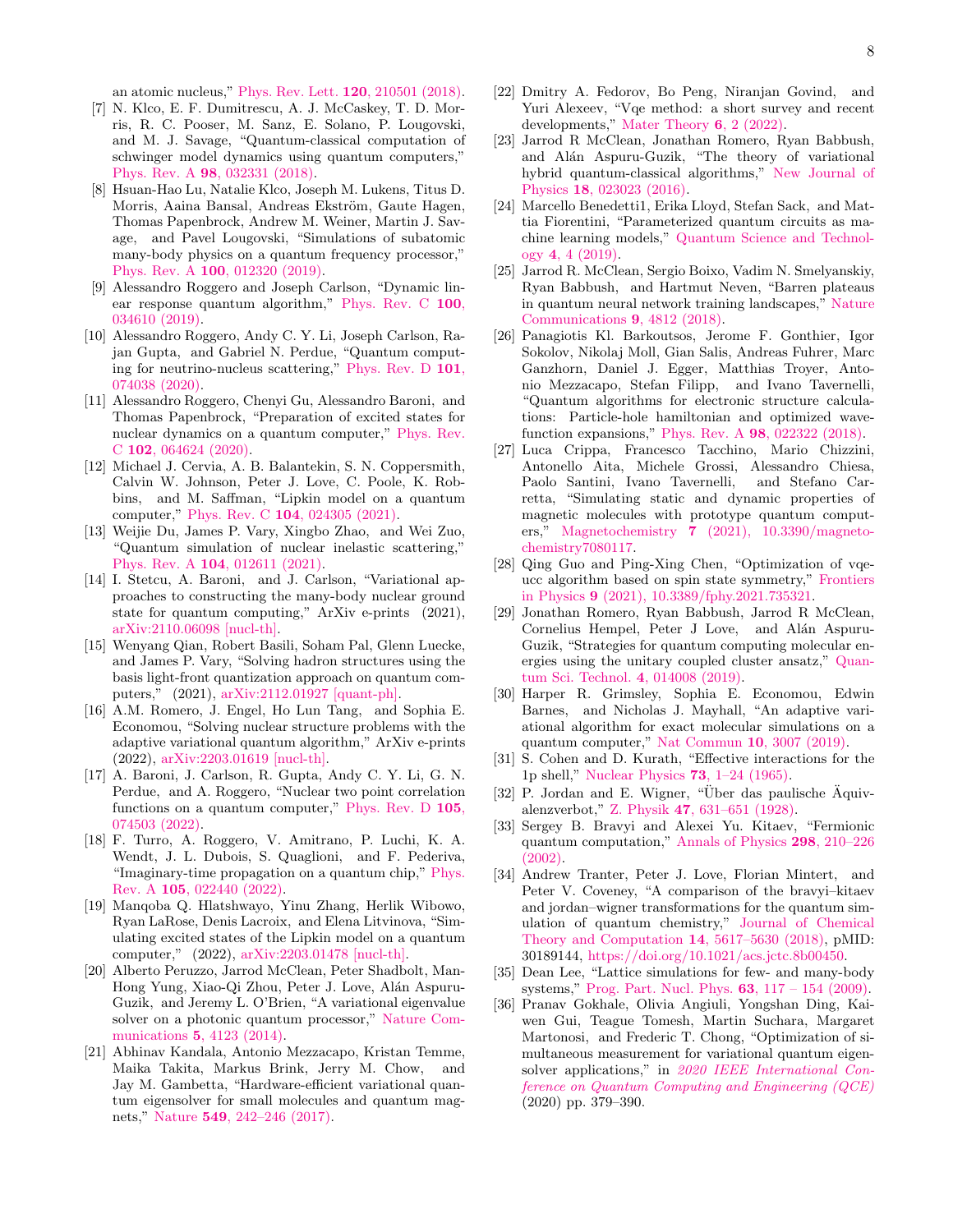an atomic nucleus," Phys. Rev. Lett. **120**, 210501 (2018).

[7] N. Klco, E. F. Dumitrescu, A. J. McCaskey, T. D. Morris, R. C. Pooser, M. Sanz, E. Solano, P. Lougovski, and M. J. Savage, "Quantum-classical computation of schwinger model dynamics using quantum computers," Phys. Rev. A **98**, 032331 (2018).

[8] Hsuan-Hao Lu, Natalie Klco, Joseph M. Lukens, Titus D. Morris, Aaina Bansal, Andreas Ekström, Gaute Hagen, Thomas Papenbrock, Andrew M. Weiner, Martin J. Savage, and Pavel Lougovski, "Simulations of subatomic many-body physics on a quantum frequency processor," Phys. Rev. A **100**, 012320 (2019).

[9] Alessandro Roggero and Joseph Carlson, "Dynamic linear response quantum algorithm," Phys. Rev. C **100**, 034610 (2019).

[10] Alessandro Roggero, Andy C. Y. Li, Joseph Carlson, Rajan Gupta, and Gabriel N. Perdue, "Quantum computing for neutrino-nucleus scattering," Phys. Rev. D **101**, 074038 (2020).

[11] Alessandro Roggero, Chenyi Gu, Alessandro Baroni, and Thomas Papenbrock, "Preparation of excited states for nuclear dynamics on a quantum computer," Phys. Rev. C **102**, 064624 (2020).

[12] Michael J. Cervia, A. B. Balantekin, S. N. Coppersmith, Calvin W. Johnson, Peter J. Love, C. Poole, K. Robbins, and M. Saffman, "Lipkin model on a quantum computer," Phys. Rev. C **104**, 024305 (2021).

[13] Weijie Du, James P. Vary, Xingbo Zhao, and Wei Zuo, "Quantum simulation of nuclear inelastic scattering," Phys. Rev. A **104**, 012611 (2021).

[14] I. Stetcu, A. Baroni, and J. Carlson, "Variational approaches to constructing the many-body nuclear ground state for quantum computing," ArXiv e-prints (2021), arXiv:2110.06098 [nucl-th].

[15] Wenyang Qian, Robert Basili, Soham Pal, Glenn Luecke, and James P. Vary, "Solving hadron structures using the basis light-front quantization approach on quantum computers," (2021), arXiv:2112.01927 [quant-ph].

[16] A.M. Romero, J. Engel, Ho Lun Tang, and Sophia E. Economou, "Solving nuclear structure problems with the adaptive variational quantum algorithm," ArXiv e-prints (2022), arXiv:2203.01619 [nucl-th].

[17] A. Baroni, J. Carlson, R. Gupta, Andy C. Y. Li, G. N. Perdue, and A. Roggero, "Nuclear two point correlation functions on a quantum computer," Phys. Rev. D **105**, 074503 (2022).

[18] F. Turro, A. Roggero, V. Amitrano, P. Luchi, K. A. Wendt, J. L. Dubois, S. Quaglioni, and F. Pederiva, "Imaginary-time propagation on a quantum chip," Phys. Rev. A **105**, 022440 (2022).

[19] Manqoba Q. Hlatshwayo, Yinu Zhang, Herlik Wibowo, Ryan LaRose, Denis Lacroix, and Elena Litvinova, "Simulating excited states of the Lipkin model on a quantum computer," (2022), arXiv:2203.01478 [nucl-th].

[20] Alberto Peruzzo, Jarrod McClean, Peter Shadbolt, Man-Hong Yung, Xiao-Qi Zhou, Peter J. Love, Alán Aspuru-Guzik, and Jeremy L. O'Brien, "A variational eigenvalue solver on a photonic quantum processor," Nature Communications **5**, 4123 (2014).

[21] Abhinav Kandala, Antonio Mezzacapo, Kristan Temme, Maika Takita, Markus Brink, Jerry M. Chow, and Jay M. Gambetta, "Hardware-efficient variational quantum eigensolver for small molecules and quantum magnets," Nature **549**, 242–246 (2017).

[22] Dmitry A. Fedorov, Bo Peng, Niranjan Govind, and Yuri Alexeev, "Vqe method: a short survey and recent developments," Mater Theory **6**, 2 (2022).

[23] Jarrod R McClean, Jonathan Romero, Ryan Babbush, and Alán Aspuru-Guzik, "The theory of variational hybrid quantum-classical algorithms," New Journal of Physics **18**, 023023 (2016).

[24] Marcello Benedetti1, Erika Lloyd, Stefan Sack, and Mattia Fiorentini, "Parameterized quantum circuits as machine learning models," Quantum Science and Technology **4**, 4 (2019).

[25] Jarrod R. McClean, Sergio Boixo, Vadim N. Smelyanskiy, Ryan Babbush, and Hartmut Neven, "Barren plateaus in quantum neural network training landscapes," Nature Communications **9**, 4812 (2018).

[26] Panagiotis Kl. Barkoutsos, Jerome F. Gonthier, Igor Sokolov, Nikolaj Moll, Gian Salis, Andreas Fuhrer, Marc Ganzhorn, Daniel J. Egger, Matthias Troyer, Antonio Mezzacapo, Stefan Filipp, and Ivano Tavernelli, "Quantum algorithms for electronic structure calculations: Particle-hole hamiltonian and optimized wavefunction expansions," Phys. Rev. A **98**, 022322 (2018).

[27] Luca Crippa, Francesco Tacchino, Mario Chizzini, Antonello Aita, Michele Grossi, Alessandro Chiesa, Paolo Santini, Ivano Tavernelli, and Stefano Carretta, "Simulating static and dynamic properties of magnetic molecules with prototype quantum computers," Magnetochemistry **7** (2021), 10.3390/magnetochemistry7080117.

[28] Qing Guo and Ping-Xing Chen, "Optimization of vqe-ucc algorithm based on spin state symmetry," Frontiers in Physics **9** (2021), 10.3389/fphy.2021.735321.

[29] Jonathan Romero, Ryan Babbush, Jarrod R McClean, Cornelius Hempel, Peter J Love, and Alán Aspuru-Guzik, "Strategies for quantum computing molecular energies using the unitary coupled cluster ansatz," Quantum Sci. Technol. **4**, 014008 (2019).

[30] Harper R. Grimsley, Sophia E. Economou, Edwin Barnes, and Nicholas J. Mayhall, "An adaptive variational algorithm for exact molecular simulations on a quantum computer," Nat Commun **10**, 3007 (2019).

[31] S. Cohen and D. Kurath, "Effective interactions for the 1p shell," Nuclear Physics **73**, 1–24 (1965).

[32] P. Jordan and E. Wigner, "Über das paulische Äquivalenzverbot," Z. Physik **47**, 631–651 (1928).

[33] Sergey B. Bravyi and Alexei Yu. Kitaev, "Fermionic quantum computation," Annals of Physics **298**, 210–226 (2002).

[34] Andrew Tranter, Peter J. Love, Florian Mintert, and Peter V. Coveney, "A comparison of the bravyi–kitaev and jordan–wigner transformations for the quantum simulation of quantum chemistry," Journal of Chemical Theory and Computation **14**, 5617–5630 (2018), pMID: 30189144, https://doi.org/10.1021/acs.jctc.8b00450.

[35] Dean Lee, "Lattice simulations for few- and many-body systems," Prog. Part. Nucl. Phys. **63**, 117 – 154 (2009).

[36] Pranav Gokhale, Olivia Angiuli, Yongshan Ding, Kaiwen Gui, Teague Tomesh, Martin Suchara, Margaret Martonosi, and Frederic T. Chong, "Optimization of simultaneous measurement for variational quantum eigensolver applications," in *2020 IEEE International Conference on Quantum Computing and Engineering (QCE)* (2020) pp. 379–390.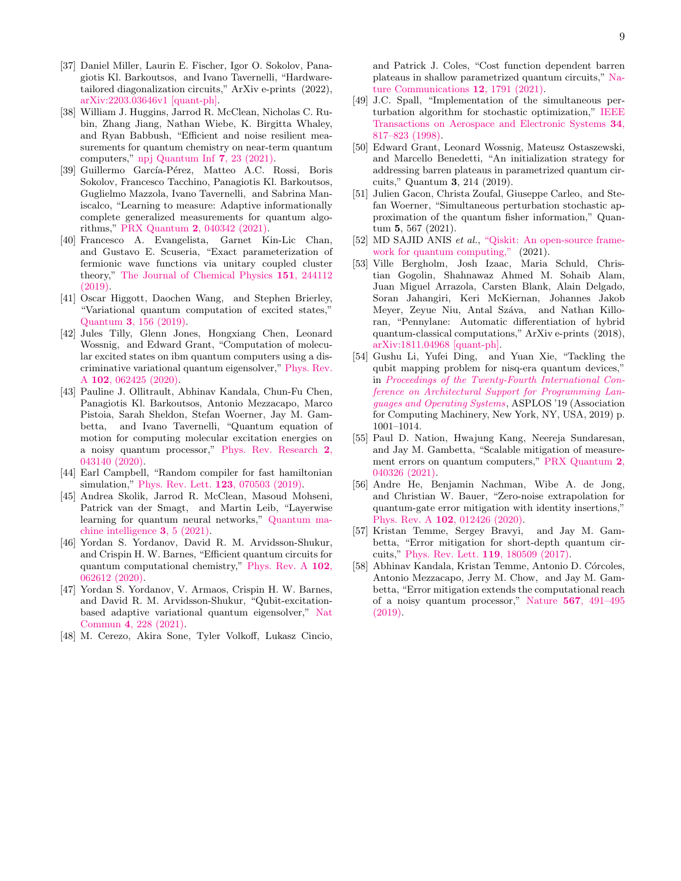[37] Daniel Miller, Laurin E. Fischer, Igor O. Sokolov, Panagiotis Kl. Barkoutsos, and Ivano Tavernelli, "Hardware-tailored diagonalization circuits," ArXiv e-prints (2022), arXiv:2203.03646v1 [quant-ph].

[38] William J. Huggins, Jarrod R. McClean, Nicholas C. Rubin, Zhang Jiang, Nathan Wiebe, K. Birgitta Whaley, and Ryan Babbush, "Efficient and noise resilient measurements for quantum chemistry on near-term quantum computers," npj Quantum Inf **7**, 23 (2021).

[39] Guillermo García-Pérez, Matteo A.C. Rossi, Boris Sokolov, Francesco Tacchino, Panagiotis Kl. Barkoutsos, Guglielmo Mazzola, Ivano Tavernelli, and Sabrina Maniscalco, "Learning to measure: Adaptive informationally complete generalized measurements for quantum algorithms," PRX Quantum **2**, 040342 (2021).

[40] Francesco A. Evangelista, Garnet Kin-Lic Chan, and Gustavo E. Scuseria, "Exact parameterization of fermionic wave functions via unitary coupled cluster theory," The Journal of Chemical Physics **151**, 244112 (2019).

[41] Oscar Higgott, Daochen Wang, and Stephen Brierley, "Variational quantum computation of excited states," Quantum **3**, 156 (2019).

[42] Jules Tilly, Glenn Jones, Hongxiang Chen, Leonard Wossnig, and Edward Grant, "Computation of molecular excited states on ibm quantum computers using a discriminative variational quantum eigensolver," Phys. Rev. A **102**, 062425 (2020).

[43] Pauline J. Ollitrault, Abhinav Kandala, Chun-Fu Chen, Panagiotis Kl. Barkoutsos, Antonio Mezzacapo, Marco Pistoia, Sarah Sheldon, Stefan Woerner, Jay M. Gambetta, and Ivano Tavernelli, "Quantum equation of motion for computing molecular excitation energies on a noisy quantum processor," Phys. Rev. Research **2**, 043140 (2020).

[44] Earl Campbell, "Random compiler for fast hamiltonian simulation," Phys. Rev. Lett. **123**, 070503 (2019).

[45] Andrea Skolik, Jarrod R. McClean, Masoud Mohseni, Patrick van der Smagt, and Martin Leib, "Layerwise learning for quantum neural networks," Quantum machine intelligence **3**, 5 (2021).

[46] Yordan S. Yordanov, David R. M. Arvidsson-Shukur, and Crispin H. W. Barnes, "Efficient quantum circuits for quantum computational chemistry," Phys. Rev. A **102**, 062612 (2020).

[47] Yordan S. Yordanov, V. Armaos, Crispin H. W. Barnes, and David R. M. Arvidsson-Shukur, "Qubit-excitation-based adaptive variational quantum eigensolver," Nat Commun **4**, 228 (2021).

[48] M. Cerezo, Akira Sone, Tyler Volkoff, Lukasz Cincio, and Patrick J. Coles, "Cost function dependent barren plateaus in shallow parametrized quantum circuits," Nature Communications **12**, 1791 (2021).

[49] J.C. Spall, "Implementation of the simultaneous perturbation algorithm for stochastic optimization," IEEE Transactions on Aerospace and Electronic Systems **34**, 817–823 (1998).

[50] Edward Grant, Leonard Wossnig, Mateusz Ostaszewski, and Marcello Benedetti, "An initialization strategy for addressing barren plateaus in parametrized quantum circuits," Quantum **3**, 214 (2019).

[51] Julien Gacon, Christa Zoufal, Giuseppe Carleo, and Stefan Woerner, "Simultaneous perturbation stochastic approximation of the quantum fisher information," Quantum **5**, 567 (2021).

[52] MD SAJID ANIS *et al.*, "Qiskit: An open-source framework for quantum computing," (2021).

[53] Ville Bergholm, Josh Izaac, Maria Schuld, Christian Gogolin, Shahnawaz Ahmed M. Sohaib Alam, Juan Miguel Arrazola, Carsten Blank, Alain Delgado, Soran Jahangiri, Keri McKiernan, Johannes Jakob Meyer, Zeyue Niu, Antal Száva, and Nathan Killoran, "Pennylane: Automatic differentiation of hybrid quantum-classical computations," ArXiv e-prints (2018), arXiv:1811.04968 [quant-ph].

[54] Gushu Li, Yufei Ding, and Yuan Xie, "Tackling the qubit mapping problem for nisq-era quantum devices," in *Proceedings of the Twenty-Fourth International Conference on Architectural Support for Programming Languages and Operating Systems*, ASPLOS '19 (Association for Computing Machinery, New York, NY, USA, 2019) p. 1001–1014.

[55] Paul D. Nation, Hwajung Kang, Neereja Sundaresan, and Jay M. Gambetta, "Scalable mitigation of measurement errors on quantum computers," PRX Quantum **2**, 040326 (2021).

[56] Andre He, Benjamin Nachman, Wibe A. de Jong, and Christian W. Bauer, "Zero-noise extrapolation for quantum-gate error mitigation with identity insertions," Phys. Rev. A **102**, 012426 (2020).

[57] Kristan Temme, Sergey Bravyi, and Jay M. Gambetta, "Error mitigation for short-depth quantum circuits," Phys. Rev. Lett. **119**, 180509 (2017).

[58] Abhinav Kandala, Kristan Temme, Antonio D. Córcoles, Antonio Mezzacapo, Jerry M. Chow, and Jay M. Gambetta, "Error mitigation extends the computational reach of a noisy quantum processor," Nature **567**, 491–495 (2019).